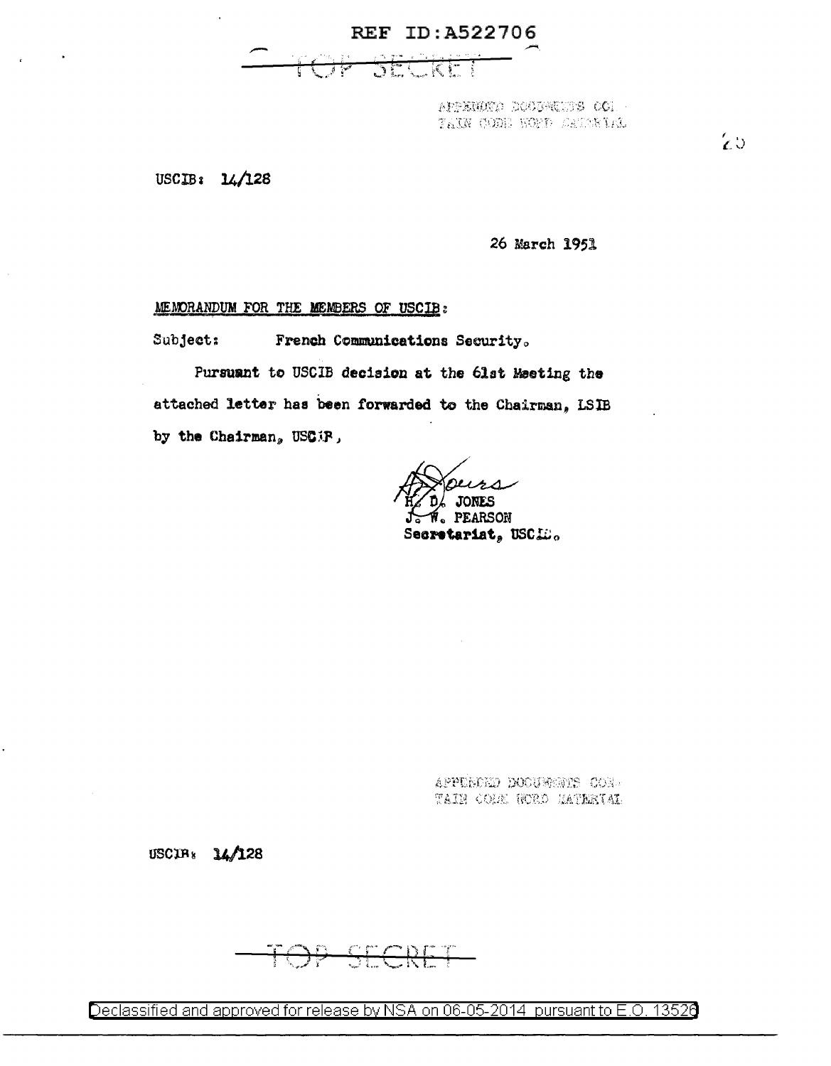REF ID:A522706

TOP SECRET

APPENDED DOCUMENTS CONTAIN CODE WORD MATERIAL

USCIB: 14/128

26 March 1951

MEMORANDUM FOR THE MEMBERS OF USCIB:

Subject: French Communications Security.

Pursuant to USCIB decision at the 61st Meeting the attached letter has been forwarded to the Chairman, LSIB by the Chairman, USCIB.

H. D. JONES
J. W. PEARSON
Secretariat, USCIB.

APPENDED DOCUMENTS CONTAIN CODE WORD MATERIAL

USCIB: 14/128

TOP SECRET

Declassified and approved for release by NSA on 06-05-2014 pursuant to E.O. 13526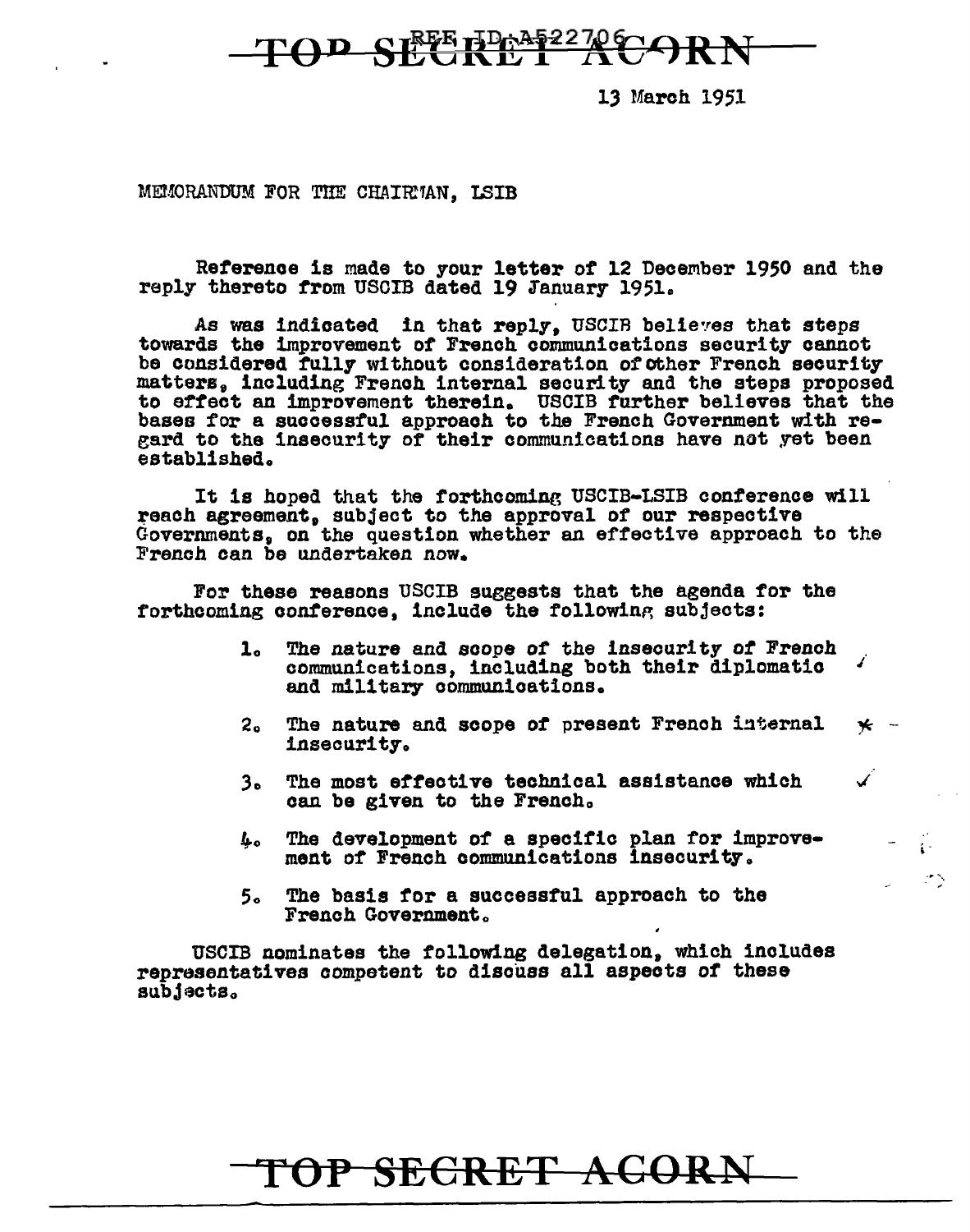TOP SECRET ACORN

13 March 1951

MEMORANDUM FOR THE CHAIRMAN, LSIB

Reference is made to your letter of 12 December 1950 and the reply thereto from USCIB dated 19 January 1951.

As was indicated in that reply, USCIB believes that steps towards the improvement of French communications security cannot be considered fully without consideration of other French security matters, including French internal security and the steps proposed to effect an improvement therein. USCIB further believes that the bases for a successful approach to the French Government with regard to the insecurity of their communications have not yet been established.

It is hoped that the forthcoming USCIB-LSIB conference will reach agreement, subject to the approval of our respective Governments, on the question whether an effective approach to the French can be undertaken now.

For these reasons USCIB suggests that the agenda for the forthcoming conference, include the following subjects:

1. The nature and scope of the insecurity of French communications, including both their diplomatic and military communications.
2. The nature and scope of present French internal insecurity.
3. The most effective technical assistance which can be given to the French.
4. The development of a specific plan for improvement of French communications insecurity.
5. The basis for a successful approach to the French Government.

USCIB nominates the following delegation, which includes representatives competent to discuss all aspects of these subjects.

TOP SECRET ACORN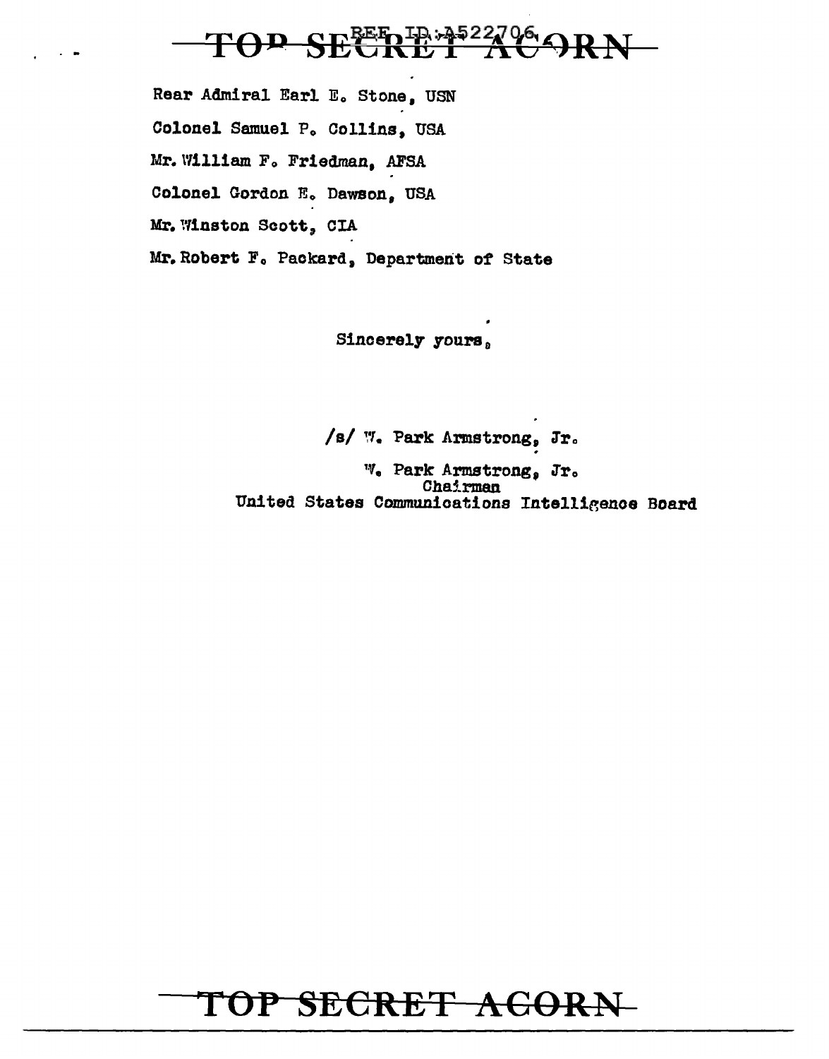Rear Admiral Earl E. Stone, USN

Colonel Samuel P. Collins, USA

Mr. William F. Friedman, AFSA

Colonel Gordon E. Dawson, USA

Mr. Winston Scott, CIA

Mr. Robert F. Packard, Department of State

Sincerely yours,

/s/ W. Park Armstrong, Jr.

W. Park Armstrong, Jr.
Chairman
United States Communications Intelligence Board